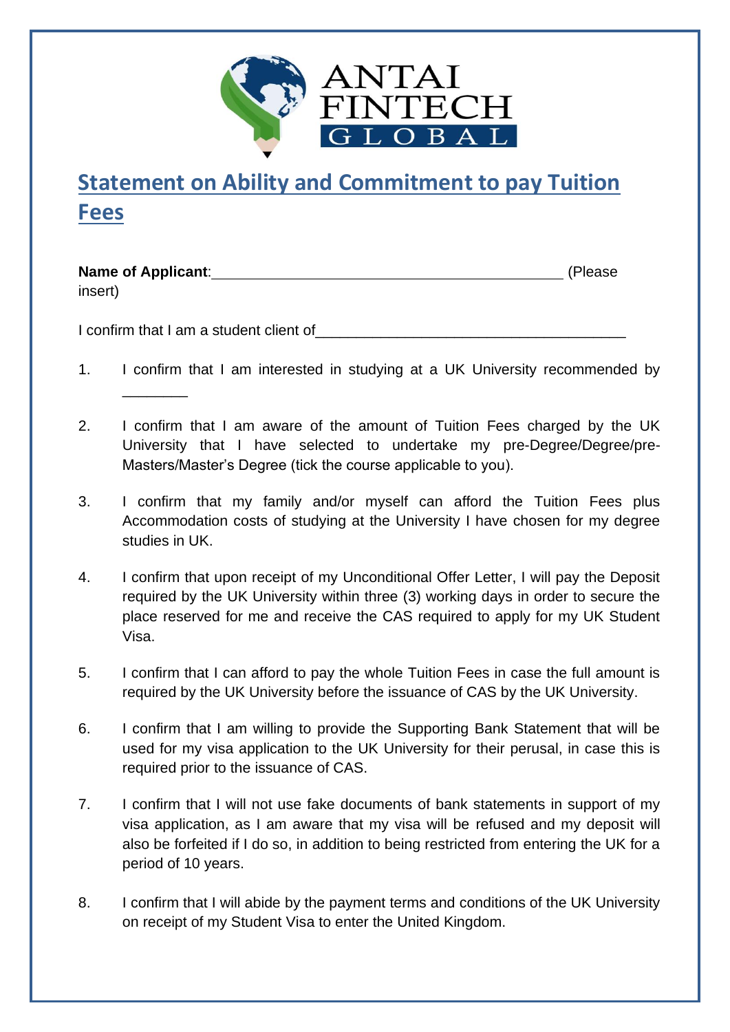ANTAI FINTECH GLOBAL

# Statement on Ability and Commitment to pay Tuition Fees

**Name of Applicant**:\_\_\_\_\_\_\_\_\_\_\_\_\_\_\_\_\_\_\_\_\_\_\_\_\_\_\_\_\_\_\_\_\_\_\_\_\_\_\_\_\_\_\_\_ (Please insert)

I confirm that I am a student client of\_\_\_\_\_\_\_\_\_\_\_\_\_\_\_\_\_\_\_\_\_\_\_\_\_\_\_\_\_\_\_\_\_\_\_\_\_\_\_

1. I confirm that I am interested in studying at a UK University recommended by \_\_\_\_\_\_\_\_

2. I confirm that I am aware of the amount of Tuition Fees charged by the UK University that I have selected to undertake my pre-Degree/Degree/pre-Masters/Master's Degree (tick the course applicable to you).

3. I confirm that my family and/or myself can afford the Tuition Fees plus Accommodation costs of studying at the University I have chosen for my degree studies in UK.

4. I confirm that upon receipt of my Unconditional Offer Letter, I will pay the Deposit required by the UK University within three (3) working days in order to secure the place reserved for me and receive the CAS required to apply for my UK Student Visa.

5. I confirm that I can afford to pay the whole Tuition Fees in case the full amount is required by the UK University before the issuance of CAS by the UK University.

6. I confirm that I am willing to provide the Supporting Bank Statement that will be used for my visa application to the UK University for their perusal, in case this is required prior to the issuance of CAS.

7. I confirm that I will not use fake documents of bank statements in support of my visa application, as I am aware that my visa will be refused and my deposit will also be forfeited if I do so, in addition to being restricted from entering the UK for a period of 10 years.

8. I confirm that I will abide by the payment terms and conditions of the UK University on receipt of my Student Visa to enter the United Kingdom.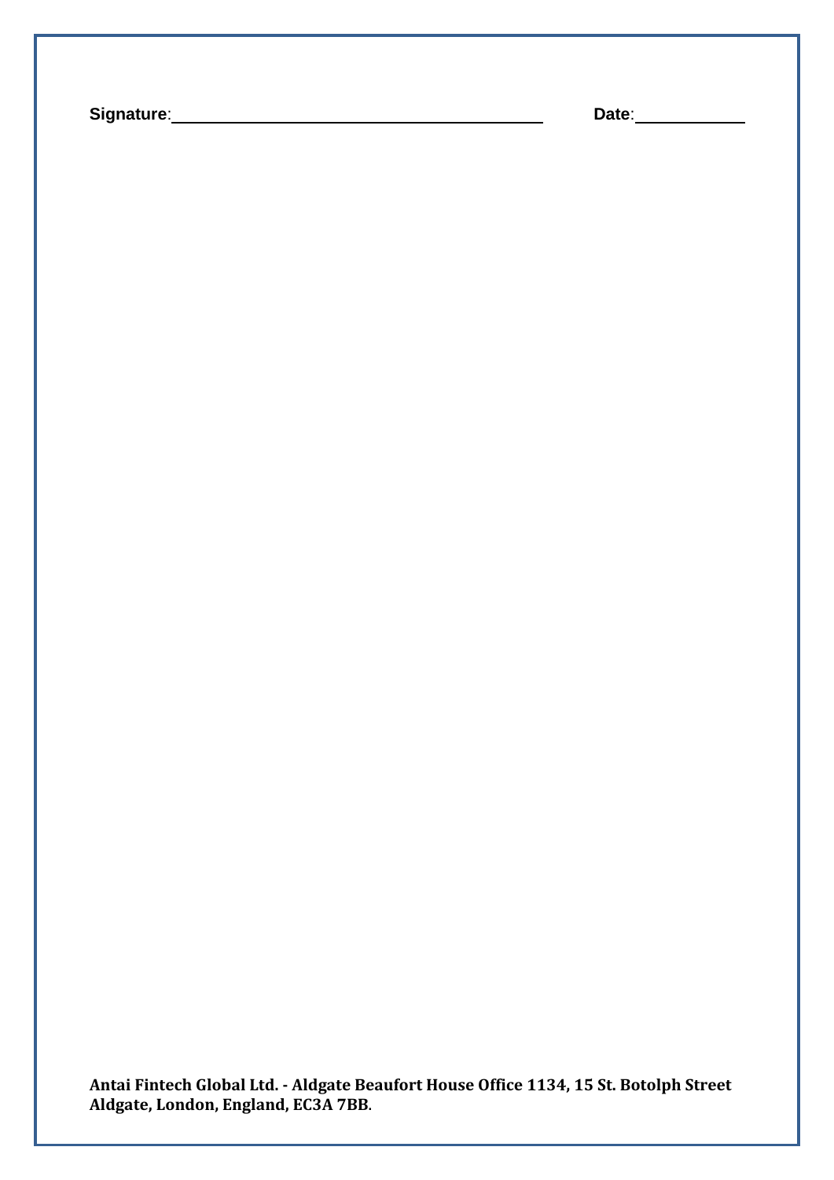**Signature**:\_\_\_\_\_\_\_\_\_\_\_\_\_\_\_\_\_\_\_\_\_\_\_\_\_\_\_\_\_\_\_\_\_\_\_\_\_\_\_\_ **Date**:\_\_\_\_\_\_\_\_\_\_\_\_

**Antai Fintech Global Ltd. - Aldgate Beaufort House Office 1134, 15 St. Botolph Street Aldgate, London, England, EC3A 7BB**.